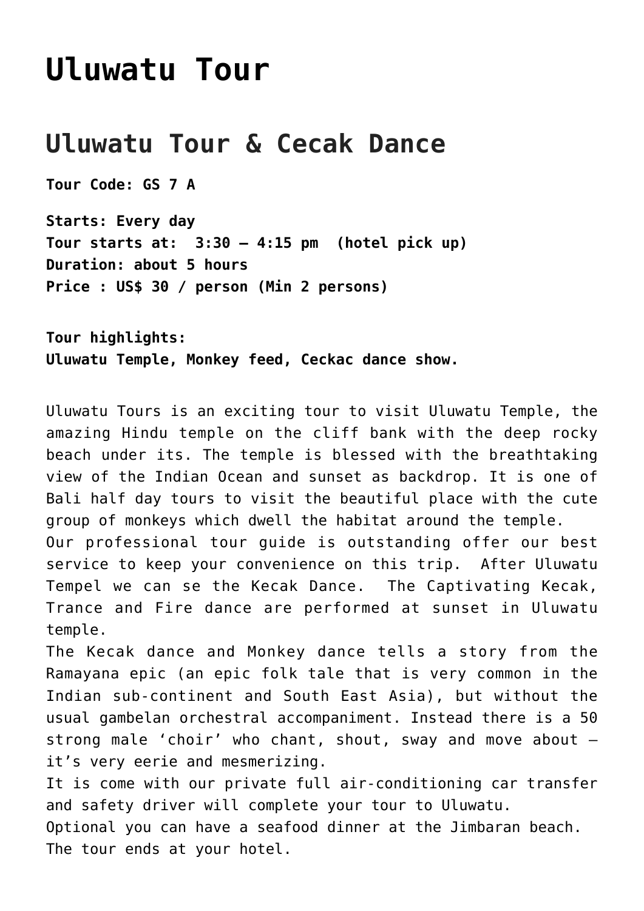# Uluwatu Tour

## Uluwatu Tour & Cecak Dance

**Tour Code: GS 7 A**

**Starts: Every day**
**Tour starts at:  3:30 – 4:15 pm  (hotel pick up)**
**Duration: about 5 hours**
**Price : US$ 30 / person (Min 2 persons)**

**Tour highlights:**
**Uluwatu Temple, Monkey feed, Ceckac dance show.**

Uluwatu Tours is an exciting tour to visit Uluwatu Temple, the amazing Hindu temple on the cliff bank with the deep rocky beach under its. The temple is blessed with the breathtaking view of the Indian Ocean and sunset as backdrop. It is one of Bali half day tours to visit the beautiful place with the cute group of monkeys which dwell the habitat around the temple.
Our professional tour guide is outstanding offer our best service to keep your convenience on this trip.  After Uluwatu Tempel we can se the Kecak Dance.  The Captivating Kecak, Trance and Fire dance are performed at sunset in Uluwatu temple.
The Kecak dance and Monkey dance tells a story from the Ramayana epic (an epic folk tale that is very common in the Indian sub-continent and South East Asia), but without the usual gambelan orchestral accompaniment. Instead there is a 50 strong male 'choir' who chant, shout, sway and move about – it's very eerie and mesmerizing.
It is come with our private full air-conditioning car transfer and safety driver will complete your tour to Uluwatu.
Optional you can have a seafood dinner at the Jimbaran beach.
The tour ends at your hotel.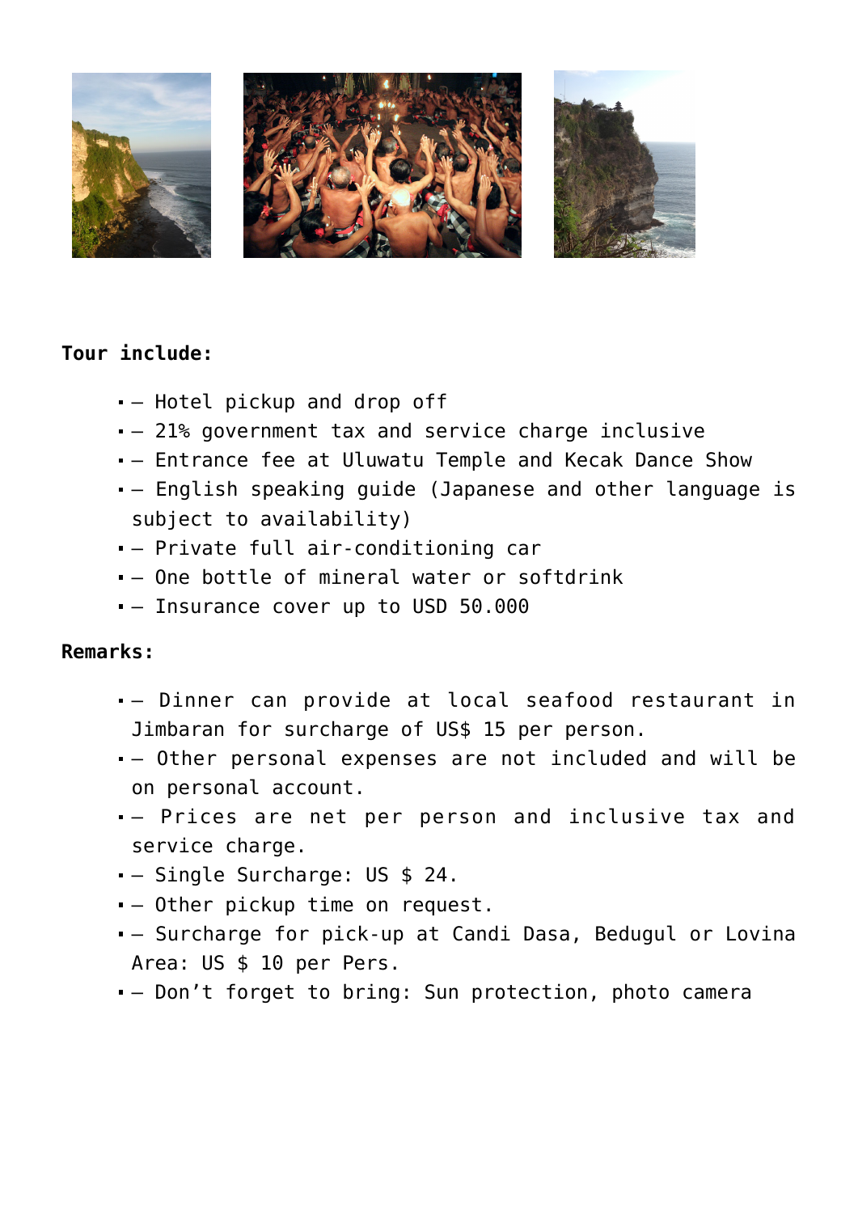**Tour include:**

- – Hotel pickup and drop off
- – 21% government tax and service charge inclusive
- – Entrance fee at Uluwatu Temple and Kecak Dance Show
- – English speaking guide (Japanese and other language is subject to availability)
- – Private full air-conditioning car
- – One bottle of mineral water or softdrink
- – Insurance cover up to USD 50.000

**Remarks:**

- – Dinner can provide at local seafood restaurant in Jimbaran for surcharge of US$ 15 per person.
- – Other personal expenses are not included and will be on personal account.
- – Prices are net per person and inclusive tax and service charge.
- – Single Surcharge: US $ 24.
- – Other pickup time on request.
- – Surcharge for pick-up at Candi Dasa, Bedugul or Lovina Area: US $ 10 per Pers.
- – Don’t forget to bring: Sun protection, photo camera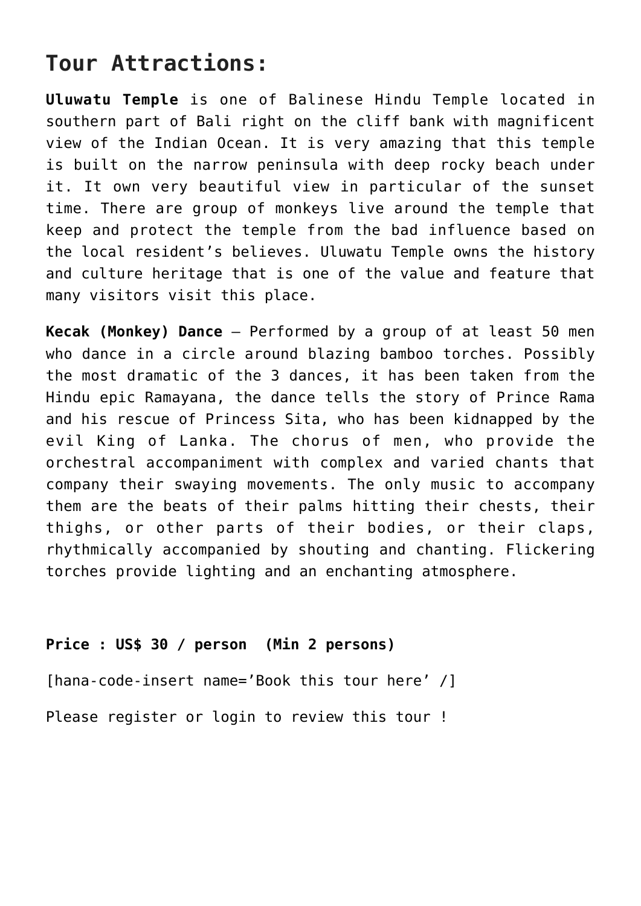## Tour Attractions:

**Uluwatu Temple** is one of Balinese Hindu Temple located in southern part of Bali right on the cliff bank with magnificent view of the Indian Ocean. It is very amazing that this temple is built on the narrow peninsula with deep rocky beach under it. It own very beautiful view in particular of the sunset time. There are group of monkeys live around the temple that keep and protect the temple from the bad influence based on the local resident's believes. Uluwatu Temple owns the history and culture heritage that is one of the value and feature that many visitors visit this place.

**Kecak (Monkey) Dance** – Performed by a group of at least 50 men who dance in a circle around blazing bamboo torches. Possibly the most dramatic of the 3 dances, it has been taken from the Hindu epic Ramayana, the dance tells the story of Prince Rama and his rescue of Princess Sita, who has been kidnapped by the evil King of Lanka. The chorus of men, who provide the orchestral accompaniment with complex and varied chants that company their swaying movements. The only music to accompany them are the beats of their palms hitting their chests, their thighs, or other parts of their bodies, or their claps, rhythmically accompanied by shouting and chanting. Flickering torches provide lighting and an enchanting atmosphere.

**Price : US$ 30 / person (Min 2 persons)**

[hana-code-insert name='Book this tour here' /]

Please register or login to review this tour !